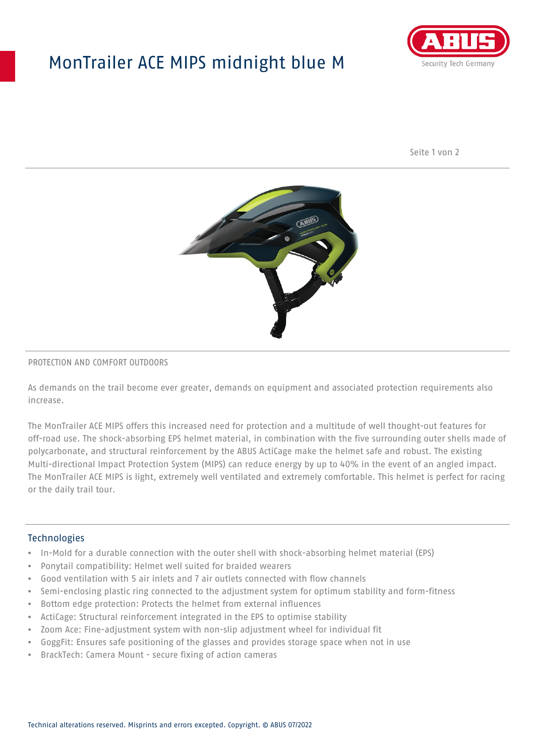# MonTrailer ACE MIPS midnight blue M

PROTECTION AND COMFORT OUTDOORS

As demands on the trail become ever greater, demands on equipment and associated protection requirements also increase.

The MonTrailer ACE MIPS offers this increased need for protection and a multitude of well thought-out features for off-road use. The shock-absorbing EPS helmet material, in combination with the five surrounding outer shells made of polycarbonate, and structural reinforcement by the ABUS ActiCage make the helmet safe and robust. The existing Multi-directional Impact Protection System (MIPS) can reduce energy by up to 40% in the event of an angled impact. The MonTrailer ACE MIPS is light, extremely well ventilated and extremely comfortable. This helmet is perfect for racing or the daily trail tour.

## Technologies

- In-Mold for a durable connection with the outer shell with shock-absorbing helmet material (EPS)
- Ponytail compatibility: Helmet well suited for braided wearers
- Good ventilation with 5 air inlets and 7 air outlets connected with flow channels
- Semi-enclosing plastic ring connected to the adjustment system for optimum stability and form-fitness
- Bottom edge protection: Protects the helmet from external influences
- ActiCage: Structural reinforcement integrated in the EPS to optimise stability
- Zoom Ace: Fine-adjustment system with non-slip adjustment wheel for individual fit
- GoggFit: Ensures safe positioning of the glasses and provides storage space when not in use
- BrackTech: Camera Mount - secure fixing of action cameras

Technical alterations reserved. Misprints and errors excepted. Copyright. © ABUS 07/2022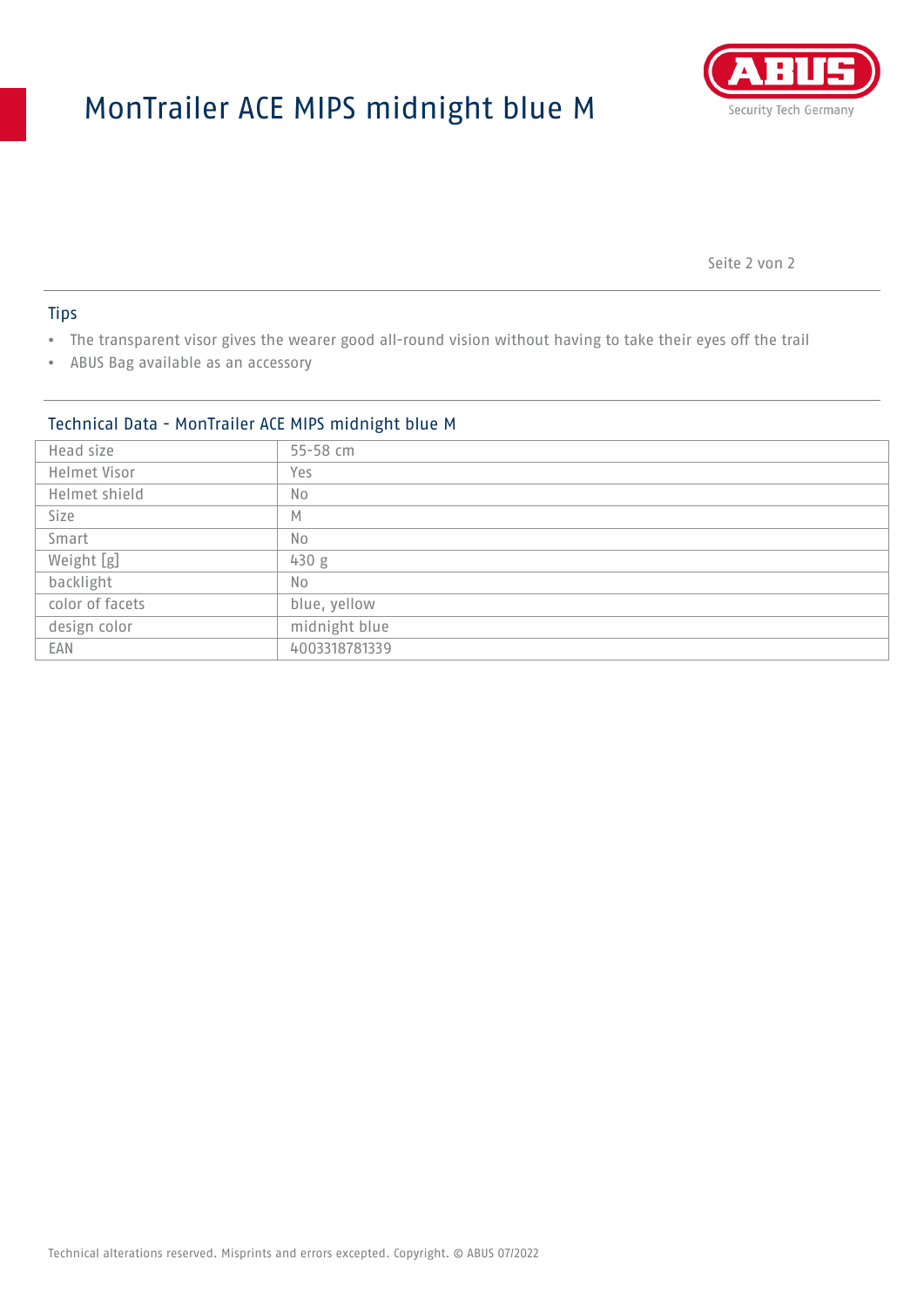## Tips

- The transparent visor gives the wearer good all-round vision without having to take their eyes off the trail
- ABUS Bag available as an accessory

## Technical Data - MonTrailer ACE MIPS midnight blue M

| | |
|---|---|
| Head size | 55-58 cm |
| Helmet Visor | Yes |
| Helmet shield | No |
| Size | M |
| Smart | No |
| Weight [g] | 430 g |
| backlight | No |
| color of facets | blue, yellow |
| design color | midnight blue |
| EAN | 4003318781339 |

Technical alterations reserved. Misprints and errors excepted. Copyright. © ABUS 07/2022